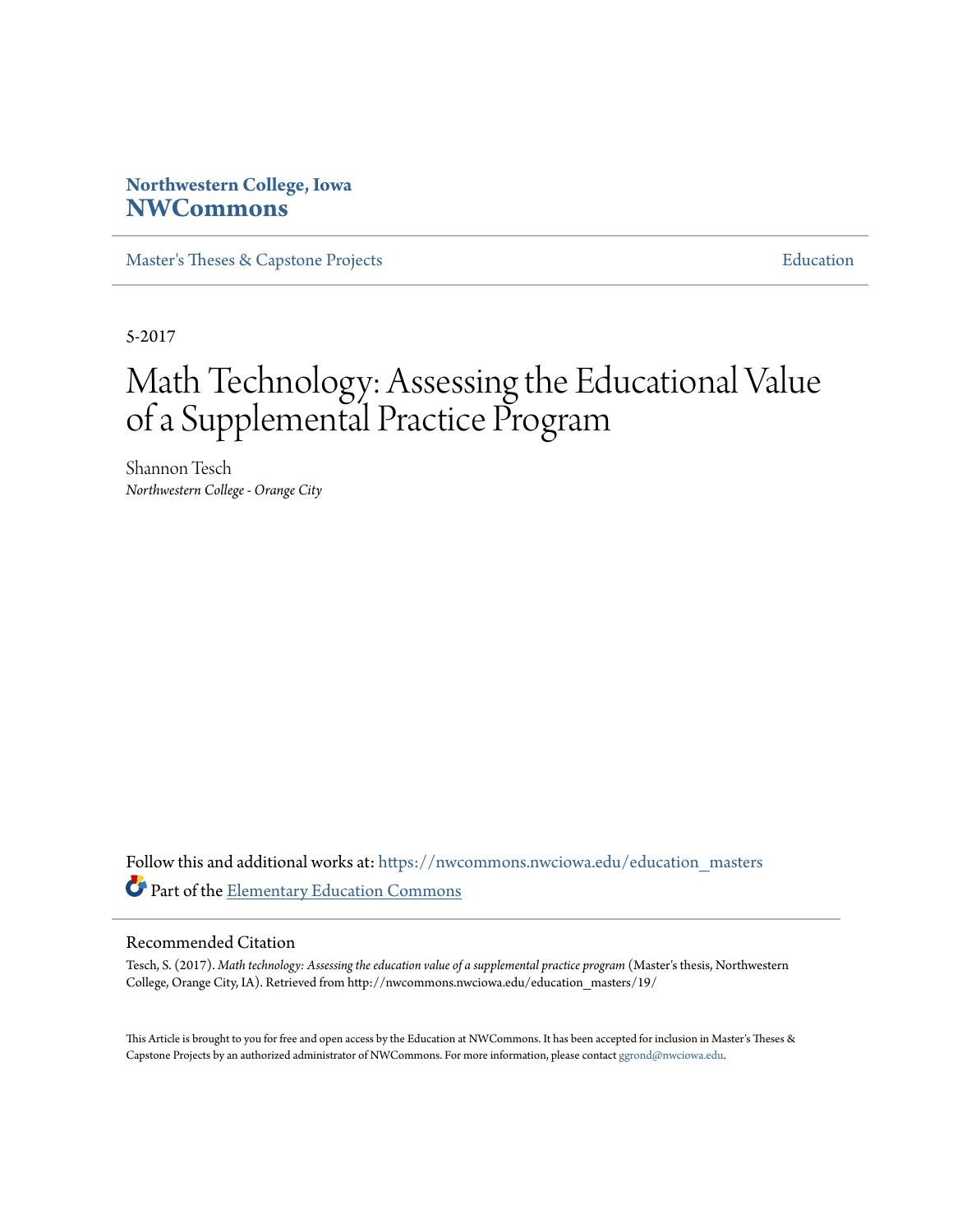Northwestern College, Iowa
**NWCommons**

Master's Theses & Capstone Projects | Education

5-2017

# Math Technology: Assessing the Educational Value of a Supplemental Practice Program

Shannon Tesch
*Northwestern College - Orange City*

Follow this and additional works at: https://nwcommons.nwciowa.edu/education_masters

Part of the Elementary Education Commons

## Recommended Citation

Tesch, S. (2017). *Math technology: Assessing the education value of a supplemental practice program* (Master's thesis, Northwestern College, Orange City, IA). Retrieved from http://nwcommons.nwciowa.edu/education_masters/19/

This Article is brought to you for free and open access by the Education at NWCommons. It has been accepted for inclusion in Master's Theses & Capstone Projects by an authorized administrator of NWCommons. For more information, please contact ggrond@nwciowa.edu.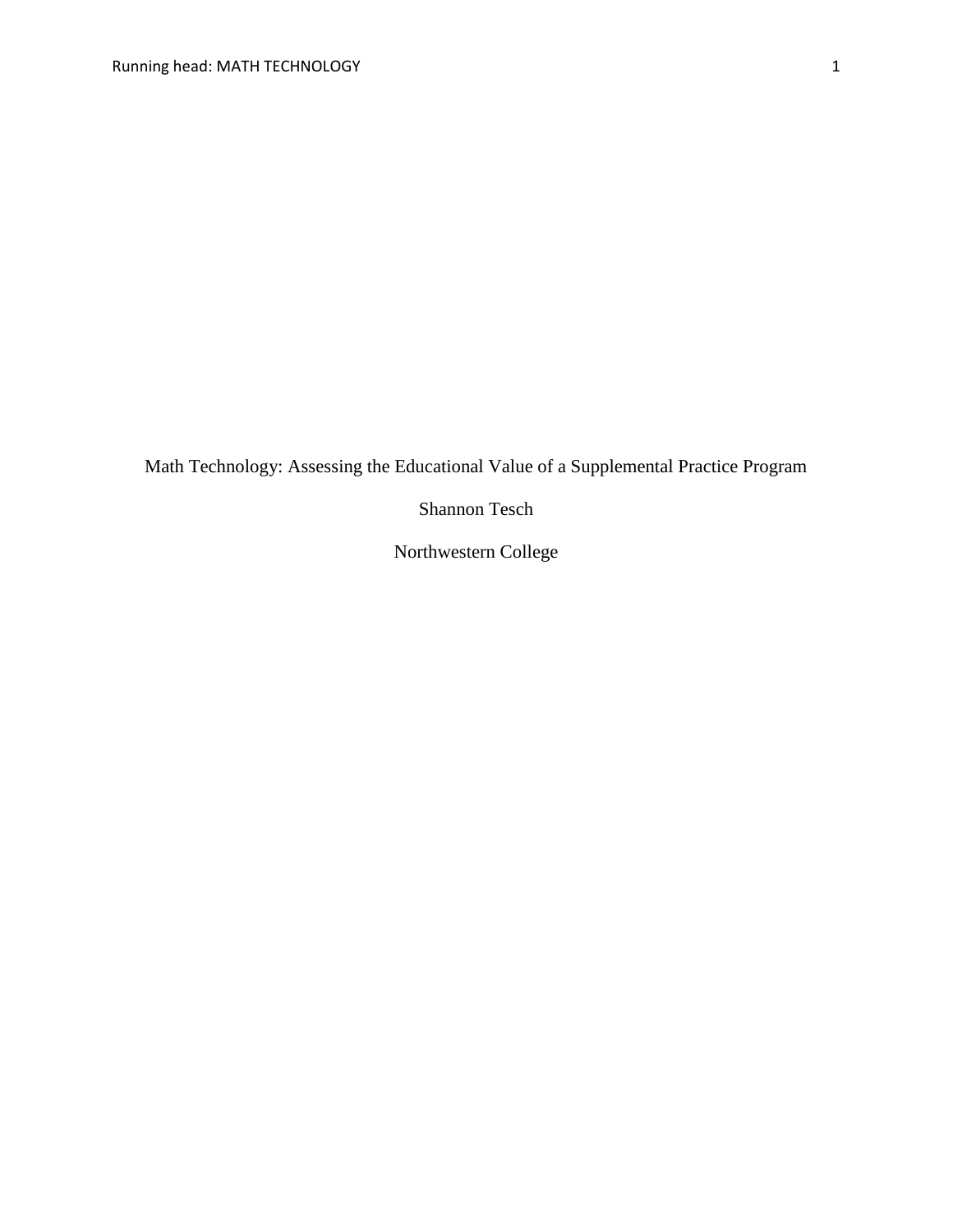# Math Technology: Assessing the Educational Value of a Supplemental Practice Program

Shannon Tesch

Northwestern College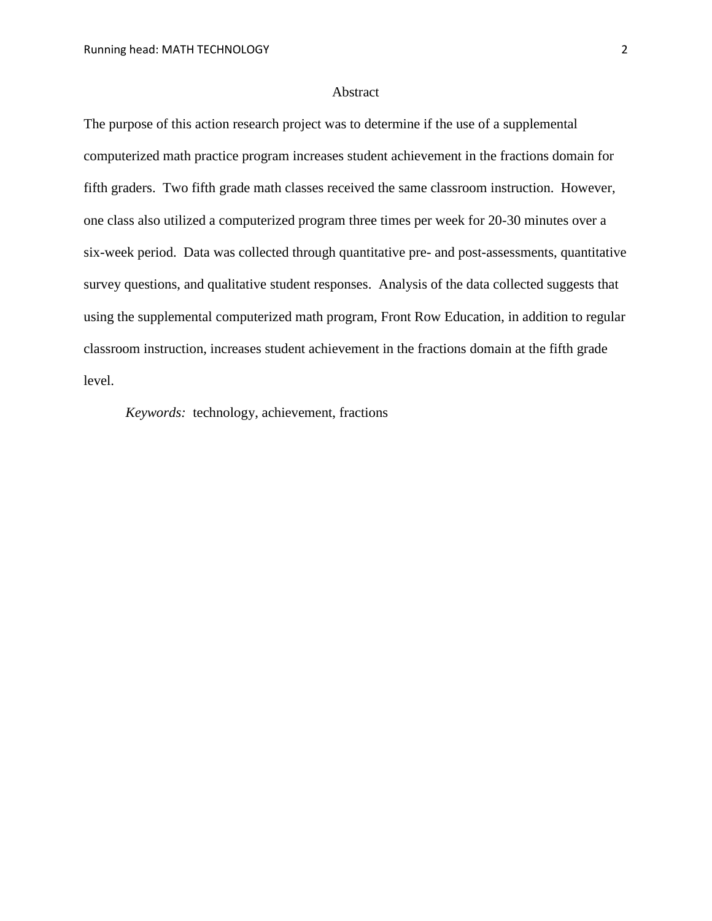# Abstract

The purpose of this action research project was to determine if the use of a supplemental computerized math practice program increases student achievement in the fractions domain for fifth graders. Two fifth grade math classes received the same classroom instruction. However, one class also utilized a computerized program three times per week for 20-30 minutes over a six-week period. Data was collected through quantitative pre- and post-assessments, quantitative survey questions, and qualitative student responses. Analysis of the data collected suggests that using the supplemental computerized math program, Front Row Education, in addition to regular classroom instruction, increases student achievement in the fractions domain at the fifth grade level.

*Keywords:* technology, achievement, fractions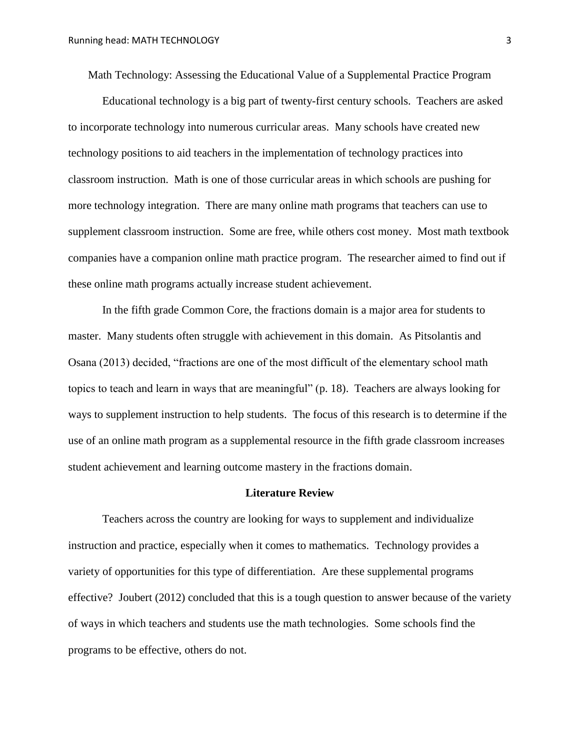Math Technology: Assessing the Educational Value of a Supplemental Practice Program

Educational technology is a big part of twenty-first century schools. Teachers are asked to incorporate technology into numerous curricular areas. Many schools have created new technology positions to aid teachers in the implementation of technology practices into classroom instruction. Math is one of those curricular areas in which schools are pushing for more technology integration. There are many online math programs that teachers can use to supplement classroom instruction. Some are free, while others cost money. Most math textbook companies have a companion online math practice program. The researcher aimed to find out if these online math programs actually increase student achievement.

In the fifth grade Common Core, the fractions domain is a major area for students to master. Many students often struggle with achievement in this domain. As Pitsolantis and Osana (2013) decided, "fractions are one of the most difficult of the elementary school math topics to teach and learn in ways that are meaningful" (p. 18). Teachers are always looking for ways to supplement instruction to help students. The focus of this research is to determine if the use of an online math program as a supplemental resource in the fifth grade classroom increases student achievement and learning outcome mastery in the fractions domain.

## Literature Review

Teachers across the country are looking for ways to supplement and individualize instruction and practice, especially when it comes to mathematics. Technology provides a variety of opportunities for this type of differentiation. Are these supplemental programs effective? Joubert (2012) concluded that this is a tough question to answer because of the variety of ways in which teachers and students use the math technologies. Some schools find the programs to be effective, others do not.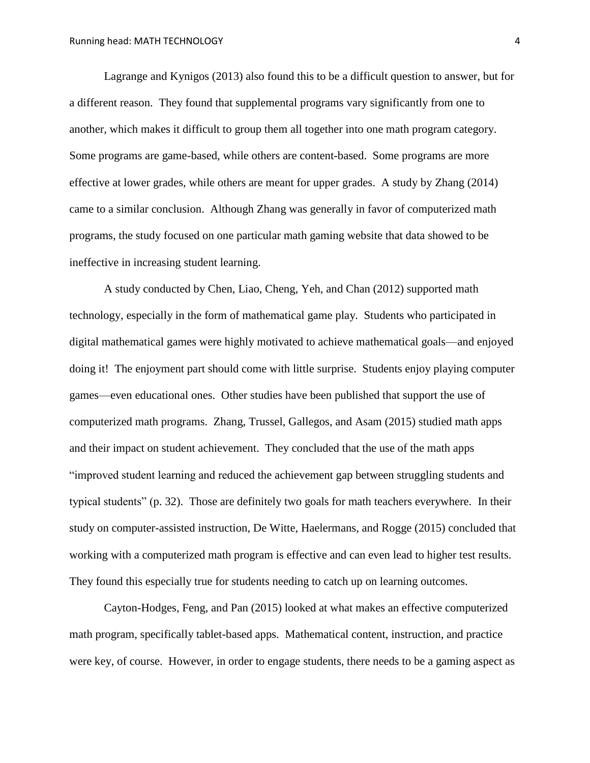Lagrange and Kynigos (2013) also found this to be a difficult question to answer, but for a different reason. They found that supplemental programs vary significantly from one to another, which makes it difficult to group them all together into one math program category. Some programs are game-based, while others are content-based. Some programs are more effective at lower grades, while others are meant for upper grades. A study by Zhang (2014) came to a similar conclusion. Although Zhang was generally in favor of computerized math programs, the study focused on one particular math gaming website that data showed to be ineffective in increasing student learning.

A study conducted by Chen, Liao, Cheng, Yeh, and Chan (2012) supported math technology, especially in the form of mathematical game play. Students who participated in digital mathematical games were highly motivated to achieve mathematical goals—and enjoyed doing it! The enjoyment part should come with little surprise. Students enjoy playing computer games—even educational ones. Other studies have been published that support the use of computerized math programs. Zhang, Trussel, Gallegos, and Asam (2015) studied math apps and their impact on student achievement. They concluded that the use of the math apps "improved student learning and reduced the achievement gap between struggling students and typical students" (p. 32). Those are definitely two goals for math teachers everywhere. In their study on computer-assisted instruction, De Witte, Haelermans, and Rogge (2015) concluded that working with a computerized math program is effective and can even lead to higher test results. They found this especially true for students needing to catch up on learning outcomes.

Cayton-Hodges, Feng, and Pan (2015) looked at what makes an effective computerized math program, specifically tablet-based apps. Mathematical content, instruction, and practice were key, of course. However, in order to engage students, there needs to be a gaming aspect as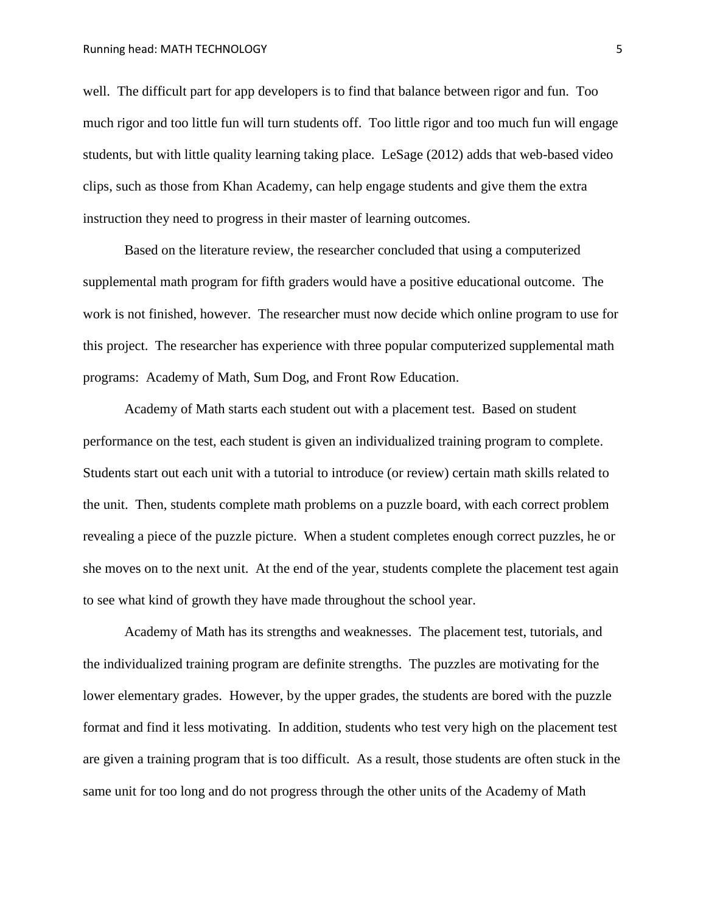well. The difficult part for app developers is to find that balance between rigor and fun. Too much rigor and too little fun will turn students off. Too little rigor and too much fun will engage students, but with little quality learning taking place. LeSage (2012) adds that web-based video clips, such as those from Khan Academy, can help engage students and give them the extra instruction they need to progress in their master of learning outcomes.

Based on the literature review, the researcher concluded that using a computerized supplemental math program for fifth graders would have a positive educational outcome. The work is not finished, however. The researcher must now decide which online program to use for this project. The researcher has experience with three popular computerized supplemental math programs: Academy of Math, Sum Dog, and Front Row Education.

Academy of Math starts each student out with a placement test. Based on student performance on the test, each student is given an individualized training program to complete. Students start out each unit with a tutorial to introduce (or review) certain math skills related to the unit. Then, students complete math problems on a puzzle board, with each correct problem revealing a piece of the puzzle picture. When a student completes enough correct puzzles, he or she moves on to the next unit. At the end of the year, students complete the placement test again to see what kind of growth they have made throughout the school year.

Academy of Math has its strengths and weaknesses. The placement test, tutorials, and the individualized training program are definite strengths. The puzzles are motivating for the lower elementary grades. However, by the upper grades, the students are bored with the puzzle format and find it less motivating. In addition, students who test very high on the placement test are given a training program that is too difficult. As a result, those students are often stuck in the same unit for too long and do not progress through the other units of the Academy of Math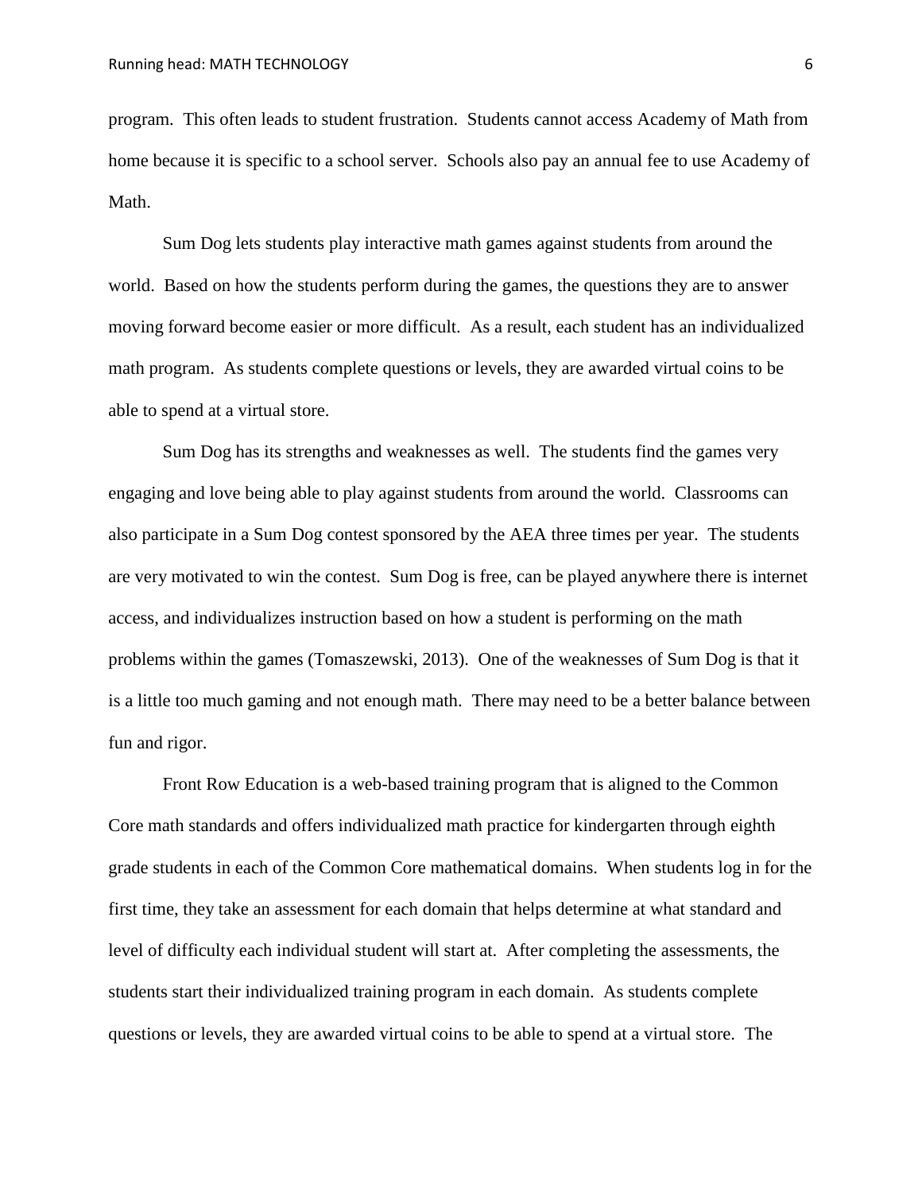program. This often leads to student frustration. Students cannot access Academy of Math from home because it is specific to a school server. Schools also pay an annual fee to use Academy of Math.

Sum Dog lets students play interactive math games against students from around the world. Based on how the students perform during the games, the questions they are to answer moving forward become easier or more difficult. As a result, each student has an individualized math program. As students complete questions or levels, they are awarded virtual coins to be able to spend at a virtual store.

Sum Dog has its strengths and weaknesses as well. The students find the games very engaging and love being able to play against students from around the world. Classrooms can also participate in a Sum Dog contest sponsored by the AEA three times per year. The students are very motivated to win the contest. Sum Dog is free, can be played anywhere there is internet access, and individualizes instruction based on how a student is performing on the math problems within the games (Tomaszewski, 2013). One of the weaknesses of Sum Dog is that it is a little too much gaming and not enough math. There may need to be a better balance between fun and rigor.

Front Row Education is a web-based training program that is aligned to the Common Core math standards and offers individualized math practice for kindergarten through eighth grade students in each of the Common Core mathematical domains. When students log in for the first time, they take an assessment for each domain that helps determine at what standard and level of difficulty each individual student will start at. After completing the assessments, the students start their individualized training program in each domain. As students complete questions or levels, they are awarded virtual coins to be able to spend at a virtual store. The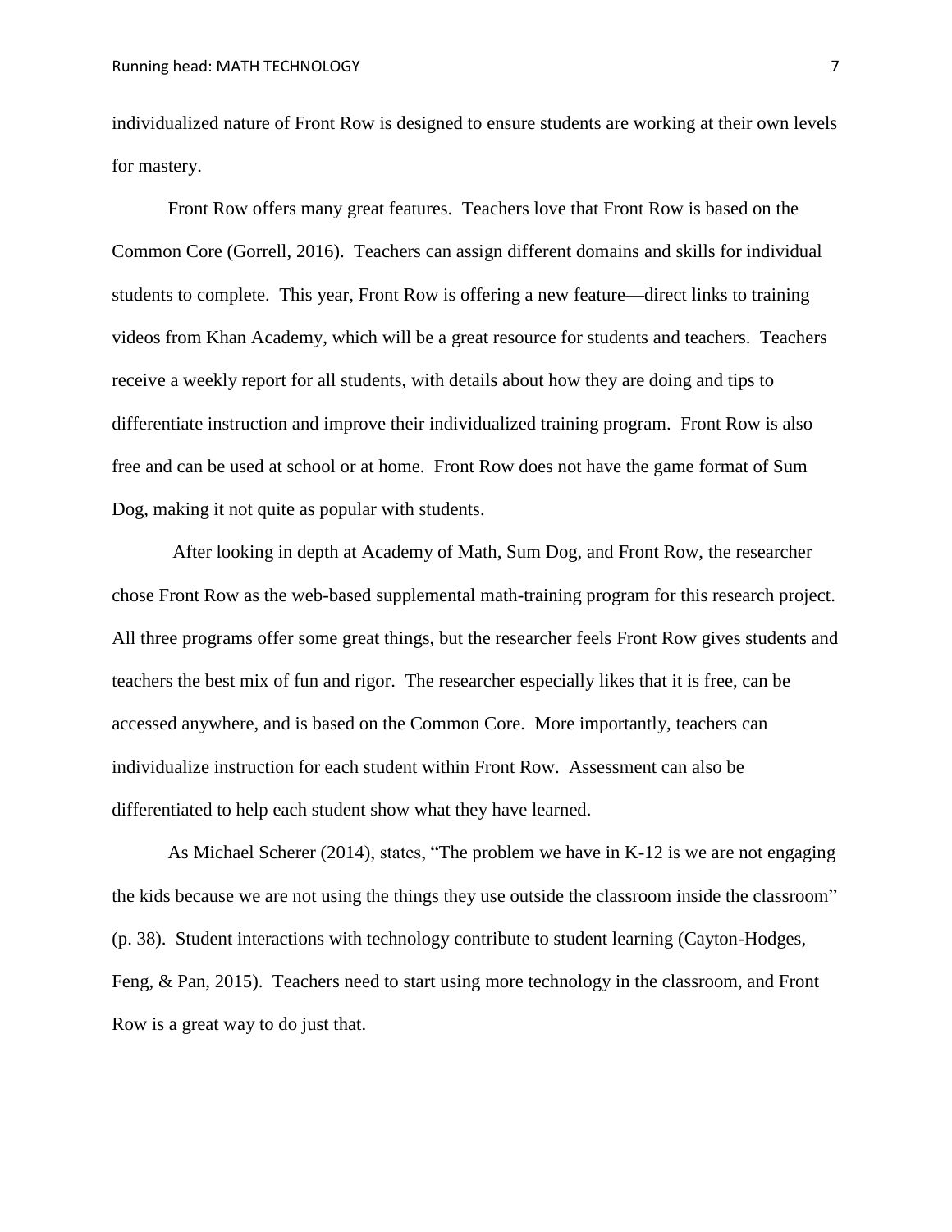individualized nature of Front Row is designed to ensure students are working at their own levels for mastery.

Front Row offers many great features. Teachers love that Front Row is based on the Common Core (Gorrell, 2016). Teachers can assign different domains and skills for individual students to complete. This year, Front Row is offering a new feature—direct links to training videos from Khan Academy, which will be a great resource for students and teachers. Teachers receive a weekly report for all students, with details about how they are doing and tips to differentiate instruction and improve their individualized training program. Front Row is also free and can be used at school or at home. Front Row does not have the game format of Sum Dog, making it not quite as popular with students.

After looking in depth at Academy of Math, Sum Dog, and Front Row, the researcher chose Front Row as the web-based supplemental math-training program for this research project. All three programs offer some great things, but the researcher feels Front Row gives students and teachers the best mix of fun and rigor. The researcher especially likes that it is free, can be accessed anywhere, and is based on the Common Core. More importantly, teachers can individualize instruction for each student within Front Row. Assessment can also be differentiated to help each student show what they have learned.

As Michael Scherer (2014), states, "The problem we have in K-12 is we are not engaging the kids because we are not using the things they use outside the classroom inside the classroom" (p. 38). Student interactions with technology contribute to student learning (Cayton-Hodges, Feng, & Pan, 2015). Teachers need to start using more technology in the classroom, and Front Row is a great way to do just that.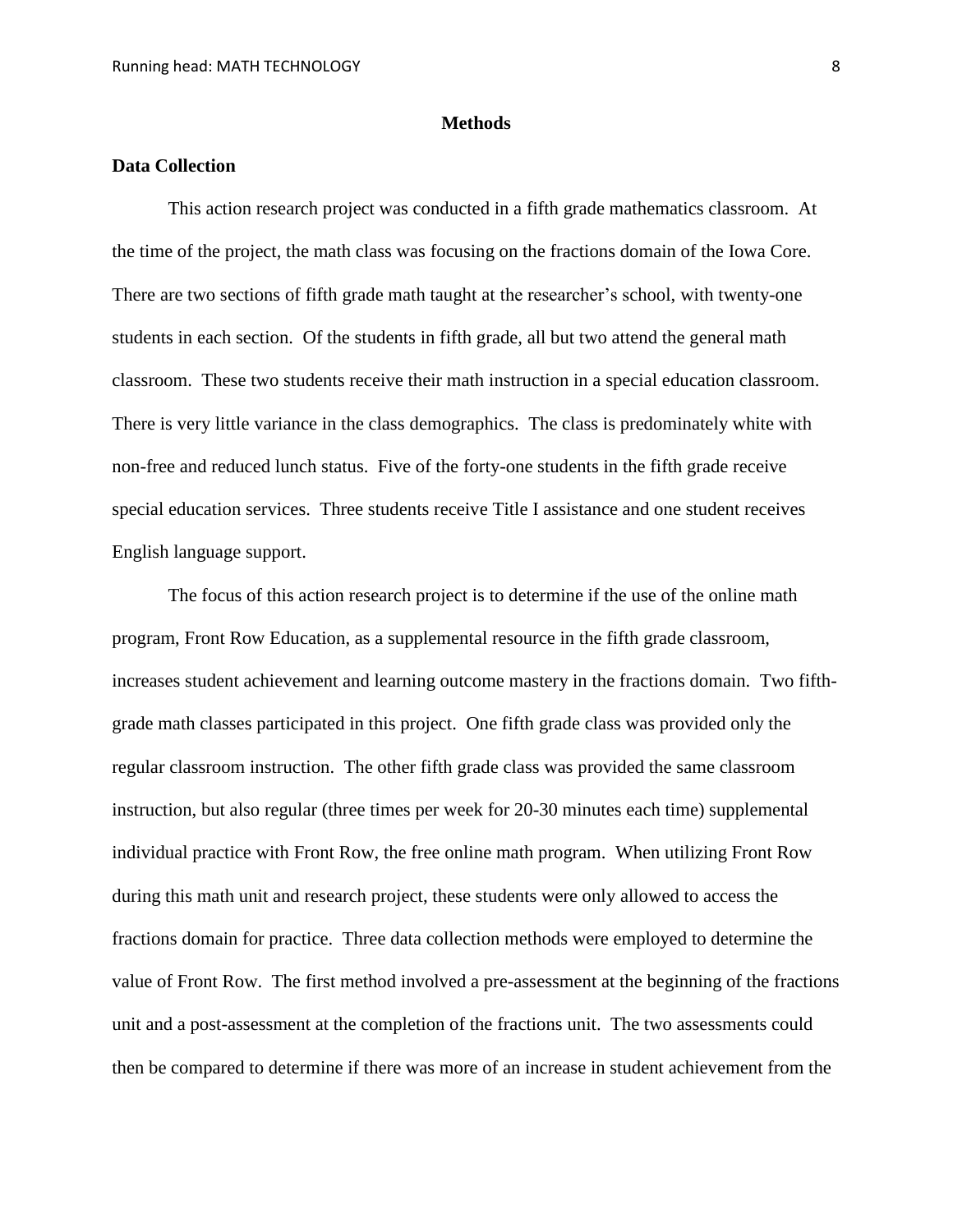## Methods

### Data Collection

This action research project was conducted in a fifth grade mathematics classroom. At the time of the project, the math class was focusing on the fractions domain of the Iowa Core. There are two sections of fifth grade math taught at the researcher's school, with twenty-one students in each section. Of the students in fifth grade, all but two attend the general math classroom. These two students receive their math instruction in a special education classroom. There is very little variance in the class demographics. The class is predominately white with non-free and reduced lunch status. Five of the forty-one students in the fifth grade receive special education services. Three students receive Title I assistance and one student receives English language support.

The focus of this action research project is to determine if the use of the online math program, Front Row Education, as a supplemental resource in the fifth grade classroom, increases student achievement and learning outcome mastery in the fractions domain. Two fifth-grade math classes participated in this project. One fifth grade class was provided only the regular classroom instruction. The other fifth grade class was provided the same classroom instruction, but also regular (three times per week for 20-30 minutes each time) supplemental individual practice with Front Row, the free online math program. When utilizing Front Row during this math unit and research project, these students were only allowed to access the fractions domain for practice. Three data collection methods were employed to determine the value of Front Row. The first method involved a pre-assessment at the beginning of the fractions unit and a post-assessment at the completion of the fractions unit. The two assessments could then be compared to determine if there was more of an increase in student achievement from the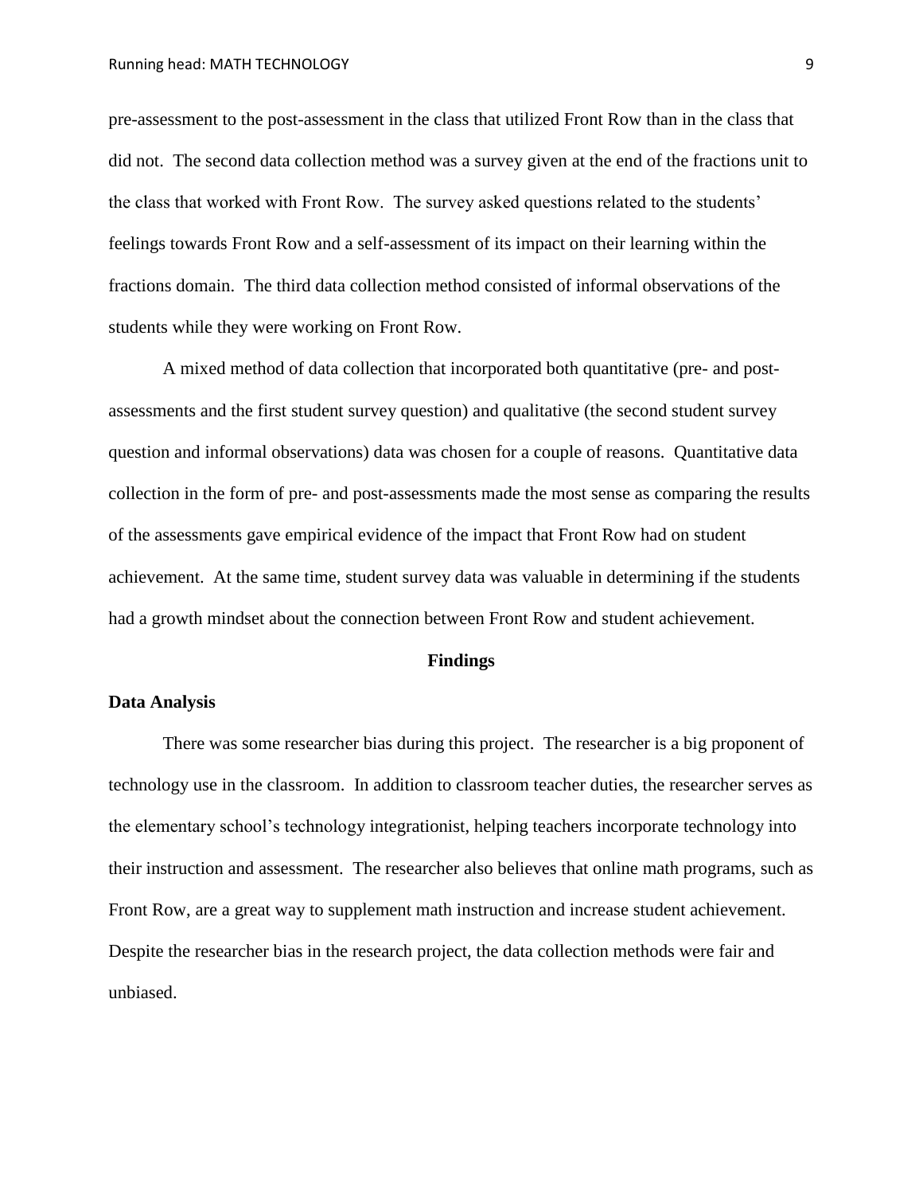pre-assessment to the post-assessment in the class that utilized Front Row than in the class that did not. The second data collection method was a survey given at the end of the fractions unit to the class that worked with Front Row. The survey asked questions related to the students' feelings towards Front Row and a self-assessment of its impact on their learning within the fractions domain. The third data collection method consisted of informal observations of the students while they were working on Front Row.

A mixed method of data collection that incorporated both quantitative (pre- and post-assessments and the first student survey question) and qualitative (the second student survey question and informal observations) data was chosen for a couple of reasons. Quantitative data collection in the form of pre- and post-assessments made the most sense as comparing the results of the assessments gave empirical evidence of the impact that Front Row had on student achievement. At the same time, student survey data was valuable in determining if the students had a growth mindset about the connection between Front Row and student achievement.

## Findings

### Data Analysis

There was some researcher bias during this project. The researcher is a big proponent of technology use in the classroom. In addition to classroom teacher duties, the researcher serves as the elementary school's technology integrationist, helping teachers incorporate technology into their instruction and assessment. The researcher also believes that online math programs, such as Front Row, are a great way to supplement math instruction and increase student achievement. Despite the researcher bias in the research project, the data collection methods were fair and unbiased.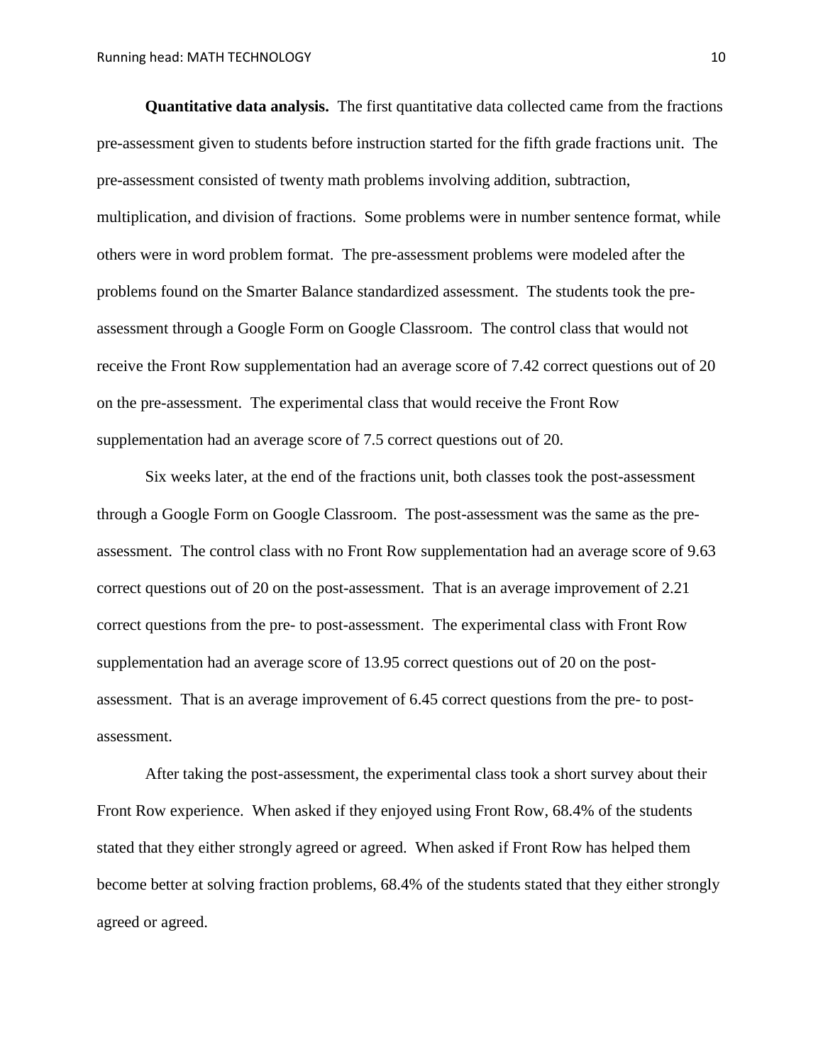**Quantitative data analysis.** The first quantitative data collected came from the fractions pre-assessment given to students before instruction started for the fifth grade fractions unit. The pre-assessment consisted of twenty math problems involving addition, subtraction, multiplication, and division of fractions. Some problems were in number sentence format, while others were in word problem format. The pre-assessment problems were modeled after the problems found on the Smarter Balance standardized assessment. The students took the pre-assessment through a Google Form on Google Classroom. The control class that would not receive the Front Row supplementation had an average score of 7.42 correct questions out of 20 on the pre-assessment. The experimental class that would receive the Front Row supplementation had an average score of 7.5 correct questions out of 20.

Six weeks later, at the end of the fractions unit, both classes took the post-assessment through a Google Form on Google Classroom. The post-assessment was the same as the pre-assessment. The control class with no Front Row supplementation had an average score of 9.63 correct questions out of 20 on the post-assessment. That is an average improvement of 2.21 correct questions from the pre- to post-assessment. The experimental class with Front Row supplementation had an average score of 13.95 correct questions out of 20 on the post-assessment. That is an average improvement of 6.45 correct questions from the pre- to post-assessment.

After taking the post-assessment, the experimental class took a short survey about their Front Row experience. When asked if they enjoyed using Front Row, 68.4% of the students stated that they either strongly agreed or agreed. When asked if Front Row has helped them become better at solving fraction problems, 68.4% of the students stated that they either strongly agreed or agreed.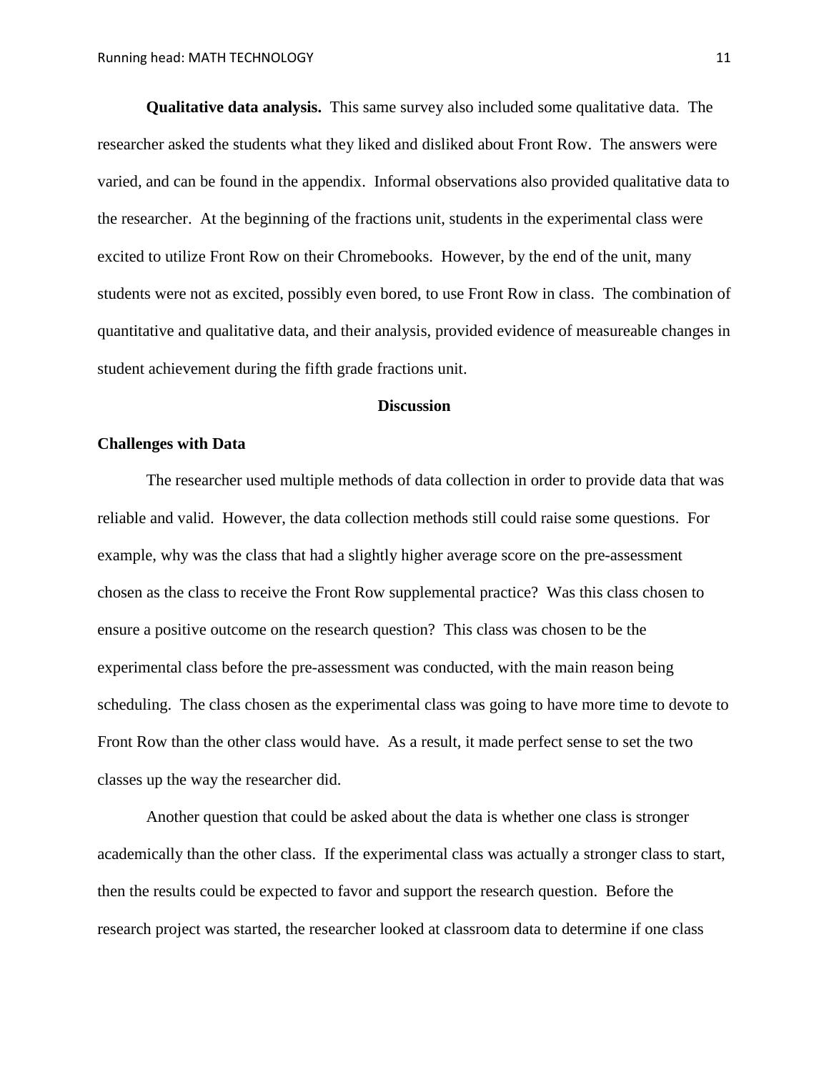**Qualitative data analysis.** This same survey also included some qualitative data. The researcher asked the students what they liked and disliked about Front Row. The answers were varied, and can be found in the appendix. Informal observations also provided qualitative data to the researcher. At the beginning of the fractions unit, students in the experimental class were excited to utilize Front Row on their Chromebooks. However, by the end of the unit, many students were not as excited, possibly even bored, to use Front Row in class. The combination of quantitative and qualitative data, and their analysis, provided evidence of measureable changes in student achievement during the fifth grade fractions unit.

## Discussion

### Challenges with Data

The researcher used multiple methods of data collection in order to provide data that was reliable and valid. However, the data collection methods still could raise some questions. For example, why was the class that had a slightly higher average score on the pre-assessment chosen as the class to receive the Front Row supplemental practice? Was this class chosen to ensure a positive outcome on the research question? This class was chosen to be the experimental class before the pre-assessment was conducted, with the main reason being scheduling. The class chosen as the experimental class was going to have more time to devote to Front Row than the other class would have. As a result, it made perfect sense to set the two classes up the way the researcher did.

Another question that could be asked about the data is whether one class is stronger academically than the other class. If the experimental class was actually a stronger class to start, then the results could be expected to favor and support the research question. Before the research project was started, the researcher looked at classroom data to determine if one class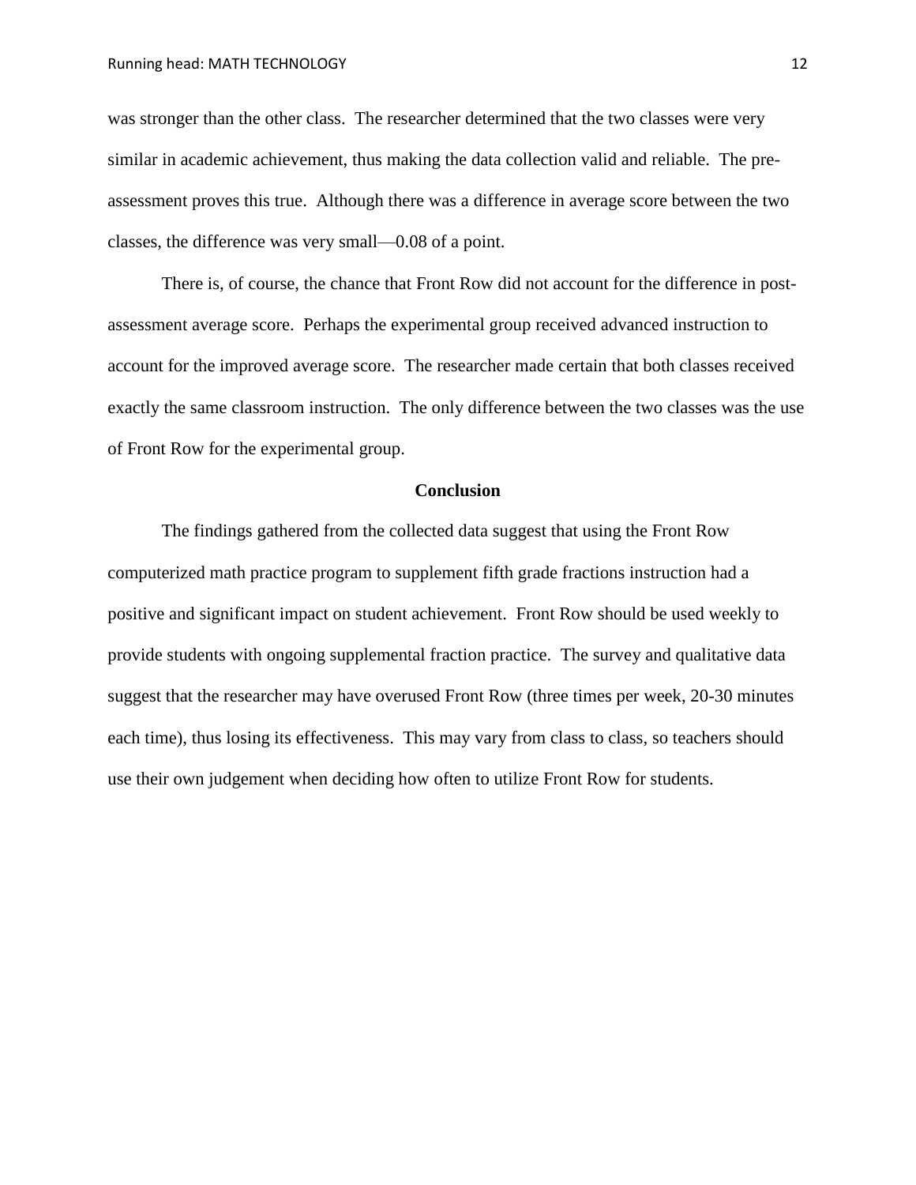was stronger than the other class. The researcher determined that the two classes were very similar in academic achievement, thus making the data collection valid and reliable. The pre-assessment proves this true. Although there was a difference in average score between the two classes, the difference was very small—0.08 of a point.

There is, of course, the chance that Front Row did not account for the difference in post-assessment average score. Perhaps the experimental group received advanced instruction to account for the improved average score. The researcher made certain that both classes received exactly the same classroom instruction. The only difference between the two classes was the use of Front Row for the experimental group.

## Conclusion

The findings gathered from the collected data suggest that using the Front Row computerized math practice program to supplement fifth grade fractions instruction had a positive and significant impact on student achievement. Front Row should be used weekly to provide students with ongoing supplemental fraction practice. The survey and qualitative data suggest that the researcher may have overused Front Row (three times per week, 20-30 minutes each time), thus losing its effectiveness. This may vary from class to class, so teachers should use their own judgement when deciding how often to utilize Front Row for students.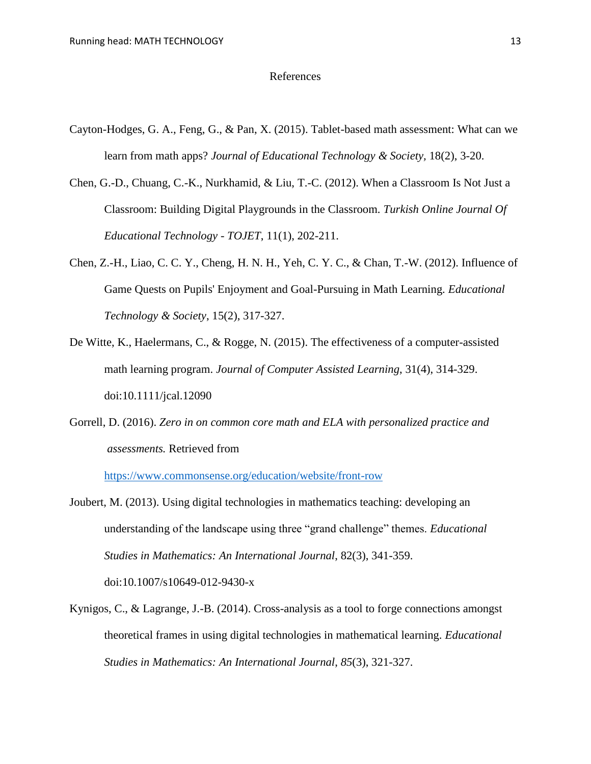# References

Cayton-Hodges, G. A., Feng, G., & Pan, X. (2015). Tablet-based math assessment: What can we learn from math apps? *Journal of Educational Technology & Society,* 18(2), 3-20.

Chen, G.-D., Chuang, C.-K., Nurkhamid, & Liu, T.-C. (2012). When a Classroom Is Not Just a Classroom: Building Digital Playgrounds in the Classroom. *Turkish Online Journal Of Educational Technology - TOJET*, 11(1), 202-211.

Chen, Z.-H., Liao, C. C. Y., Cheng, H. N. H., Yeh, C. Y. C., & Chan, T.-W. (2012). Influence of Game Quests on Pupils' Enjoyment and Goal-Pursuing in Math Learning. *Educational Technology & Society*, 15(2), 317-327.

De Witte, K., Haelermans, C., & Rogge, N. (2015). The effectiveness of a computer-assisted math learning program. *Journal of Computer Assisted Learning*, 31(4), 314-329. doi:10.1111/jcal.12090

Gorrell, D. (2016). *Zero in on common core math and ELA with personalized practice and assessments.* Retrieved from https://www.commonsense.org/education/website/front-row

Joubert, M. (2013). Using digital technologies in mathematics teaching: developing an understanding of the landscape using three "grand challenge" themes. *Educational Studies in Mathematics: An International Journal*, 82(3), 341-359. doi:10.1007/s10649-012-9430-x

Kynigos, C., & Lagrange, J.-B. (2014). Cross-analysis as a tool to forge connections amongst theoretical frames in using digital technologies in mathematical learning. *Educational Studies in Mathematics: An International Journal*, *85*(3), 321-327.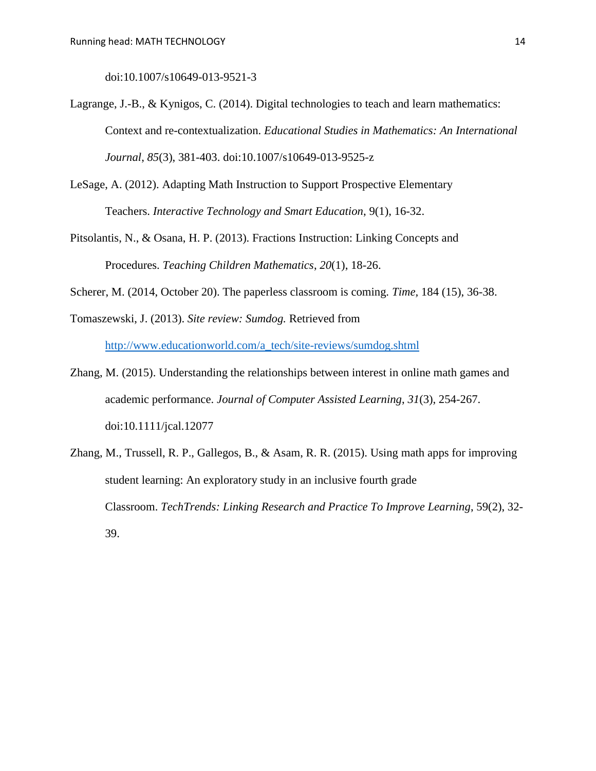doi:10.1007/s10649-013-9521-3

Lagrange, J.-B., & Kynigos, C. (2014). Digital technologies to teach and learn mathematics: Context and re-contextualization. *Educational Studies in Mathematics: An International Journal*, *85*(3), 381-403. doi:10.1007/s10649-013-9525-z

LeSage, A. (2012). Adapting Math Instruction to Support Prospective Elementary Teachers. *Interactive Technology and Smart Education*, 9(1), 16-32.

Pitsolantis, N., & Osana, H. P. (2013). Fractions Instruction: Linking Concepts and Procedures. *Teaching Children Mathematics*, *20*(1), 18-26.

Scherer, M. (2014, October 20). The paperless classroom is coming. *Time,* 184 (15), 36-38.

Tomaszewski, J. (2013). *Site review: Sumdog.* Retrieved from http://www.educationworld.com/a_tech/site-reviews/sumdog.shtml

Zhang, M. (2015). Understanding the relationships between interest in online math games and academic performance. *Journal of Computer Assisted Learning*, *31*(3), 254-267. doi:10.1111/jcal.12077

Zhang, M., Trussell, R. P., Gallegos, B., & Asam, R. R. (2015). Using math apps for improving student learning: An exploratory study in an inclusive fourth grade Classroom. *TechTrends: Linking Research and Practice To Improve Learning*, 59(2), 32-39.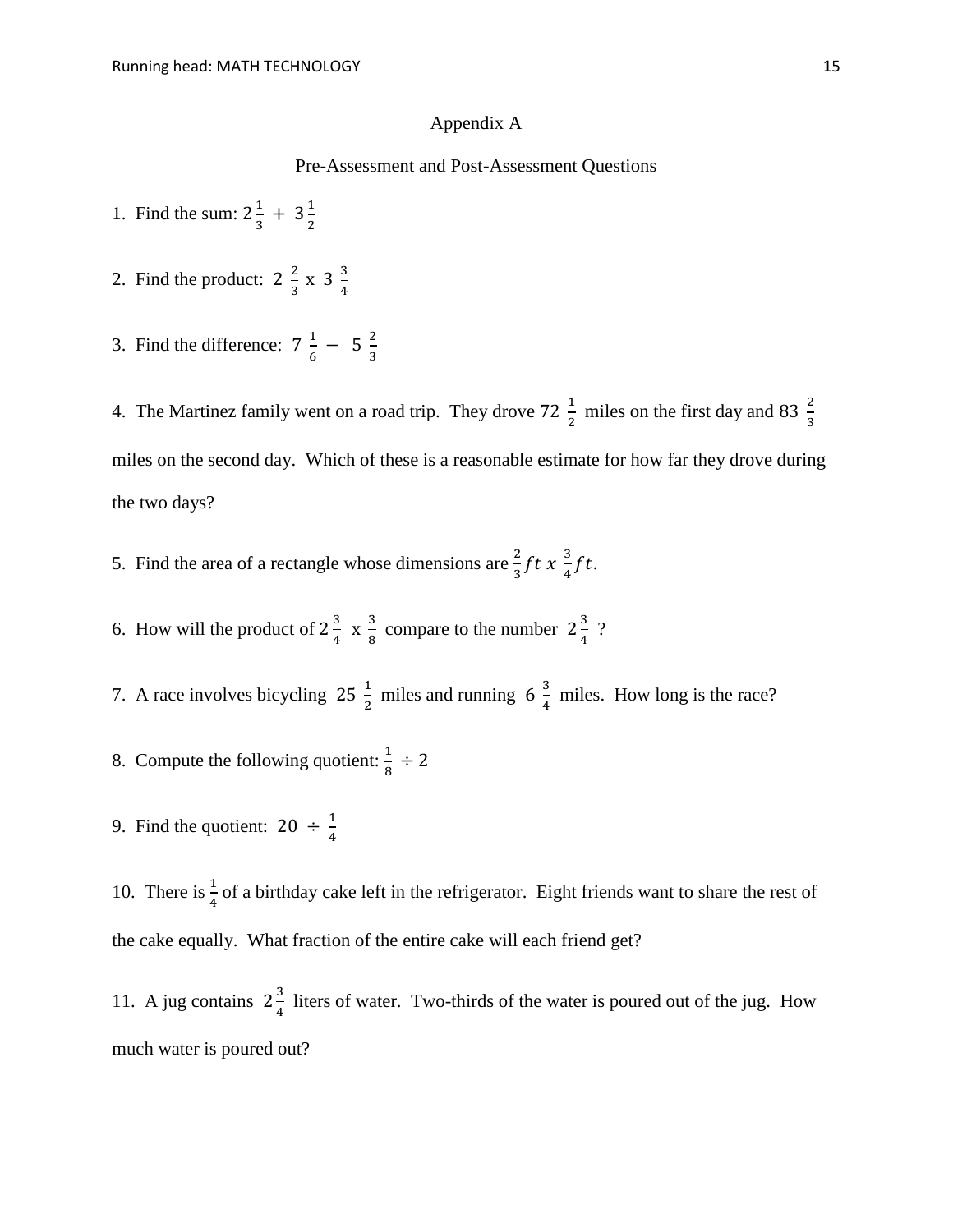# Appendix A

## Pre-Assessment and Post-Assessment Questions

1. Find the sum: $2\frac{1}{3} + 3\frac{1}{2}$

2. Find the product: $2\ \frac{2}{3}$ x $3\ \frac{3}{4}$

3. Find the difference: $7\ \frac{1}{6} - \ 5\ \frac{2}{3}$

4. The Martinez family went on a road trip. They drove $72\ \frac{1}{2}$ miles on the first day and $83\ \frac{2}{3}$ miles on the second day. Which of these is a reasonable estimate for how far they drove during the two days?

5. Find the area of a rectangle whose dimensions are $\frac{2}{3}ft\ x\ \frac{3}{4}ft$.

6. How will the product of $2\frac{3}{4}$ x $\frac{3}{8}$ compare to the number $2\frac{3}{4}$ ?

7. A race involves bicycling $25\ \frac{1}{2}$ miles and running $6\ \frac{3}{4}$ miles. How long is the race?

8. Compute the following quotient: $\frac{1}{8} \div 2$

9. Find the quotient: $20 \div \frac{1}{4}$

10. There is $\frac{1}{4}$ of a birthday cake left in the refrigerator. Eight friends want to share the rest of the cake equally. What fraction of the entire cake will each friend get?

11. A jug contains $2\frac{3}{4}$ liters of water. Two-thirds of the water is poured out of the jug. How much water is poured out?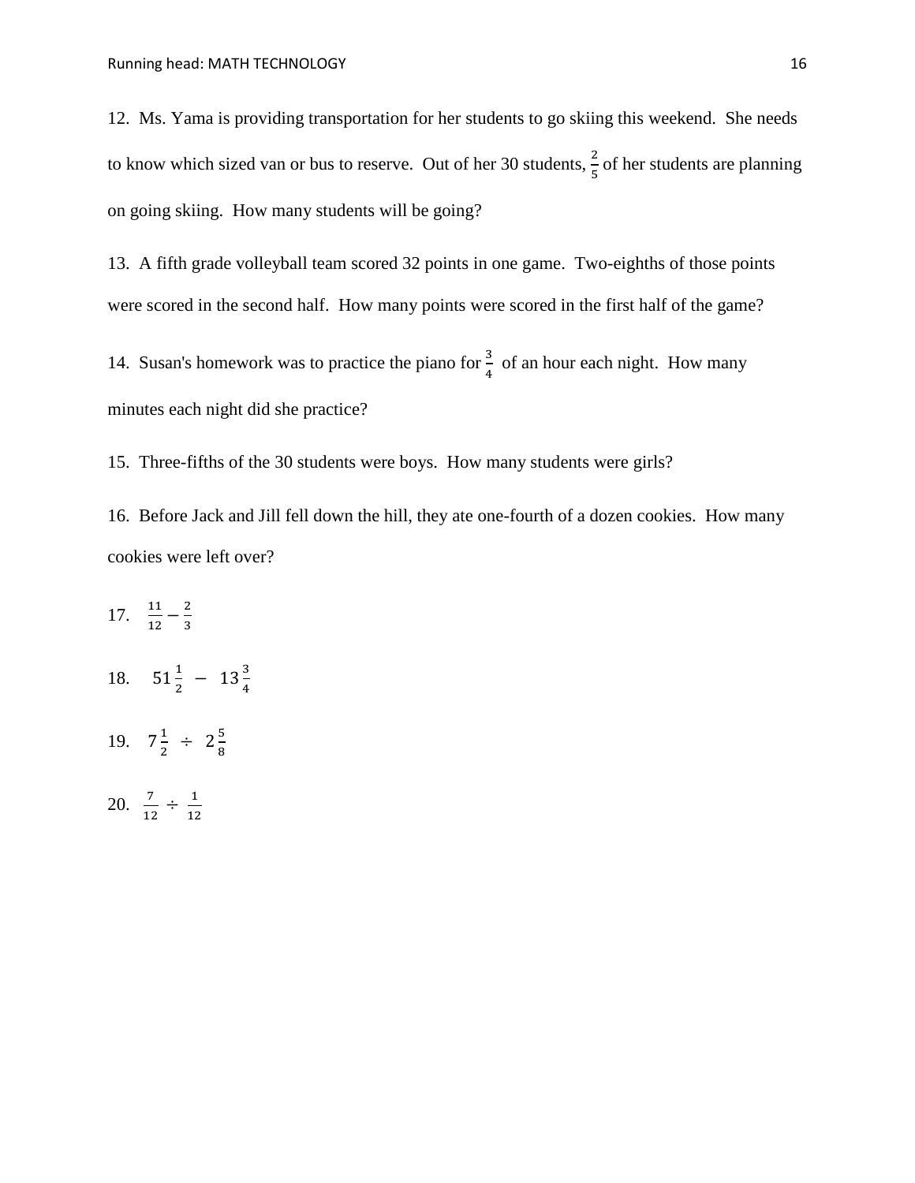12.  Ms. Yama is providing transportation for her students to go skiing this weekend.  She needs to know which sized van or bus to reserve.  Out of her 30 students, $\frac{2}{5}$ of her students are planning on going skiing.  How many students will be going?

13.  A fifth grade volleyball team scored 32 points in one game.  Two-eighths of those points were scored in the second half.  How many points were scored in the first half of the game?

14.  Susan's homework was to practice the piano for $\frac{3}{4}$ of an hour each night.  How many minutes each night did she practice?

15.  Three-fifths of the 30 students were boys.  How many students were girls?

16.  Before Jack and Jill fell down the hill, they ate one-fourth of a dozen cookies.  How many cookies were left over?

17.  $\frac{11}{12} - \frac{2}{3}$

18.  $51\frac{1}{2} - 13\frac{3}{4}$

19.  $7\frac{1}{2} \div 2\frac{5}{8}$

20.  $\frac{7}{12} \div \frac{1}{12}$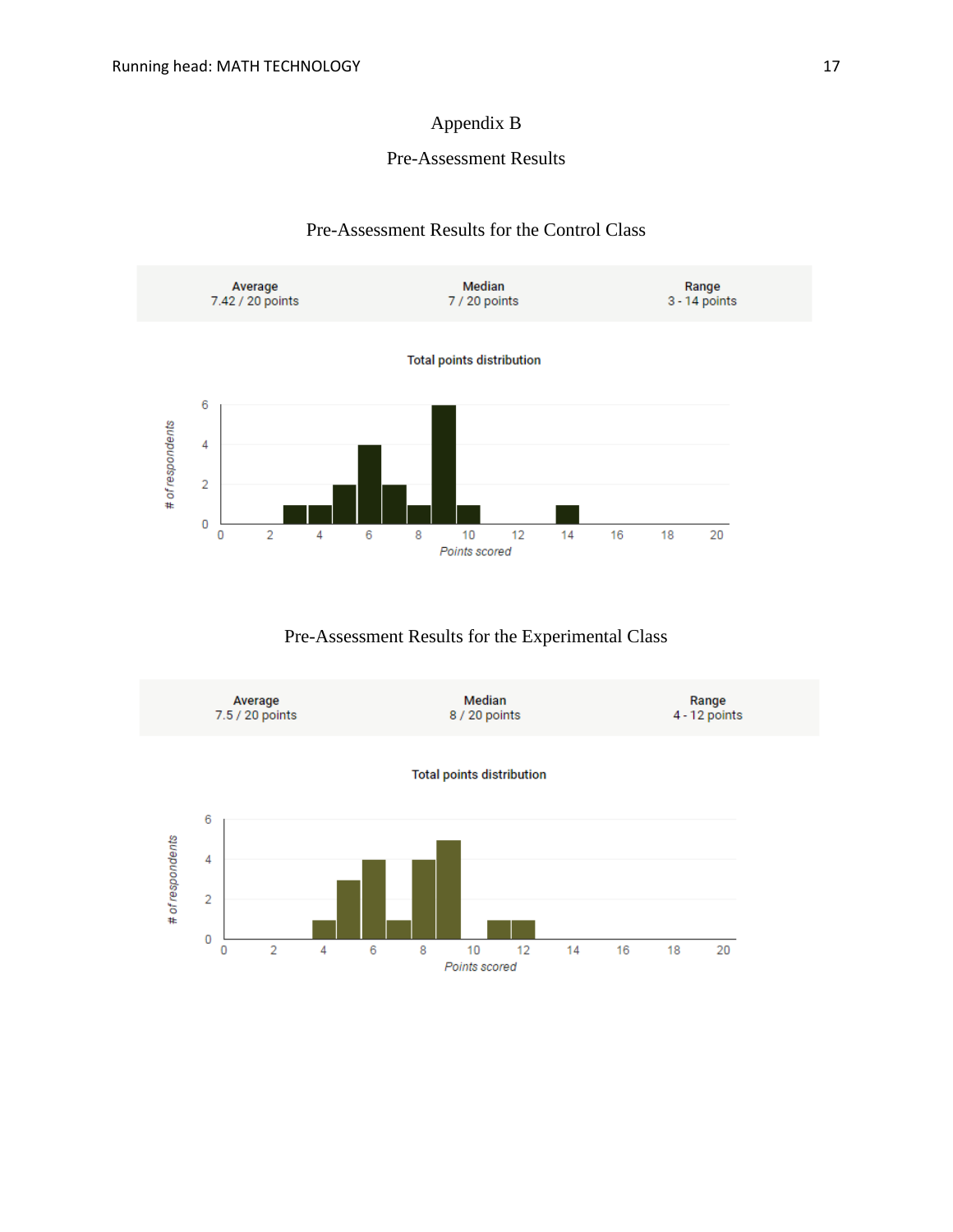# Appendix B

## Pre-Assessment Results

### Pre-Assessment Results for the Control Class

| Average | Median | Range |
|---|---|---|
| 7.42 / 20 points | 7 / 20 points | 3 - 14 points |

Total points distribution

### Pre-Assessment Results for the Experimental Class

| Average | Median | Range |
|---|---|---|
| 7.5 / 20 points | 8 / 20 points | 4 - 12 points |

Total points distribution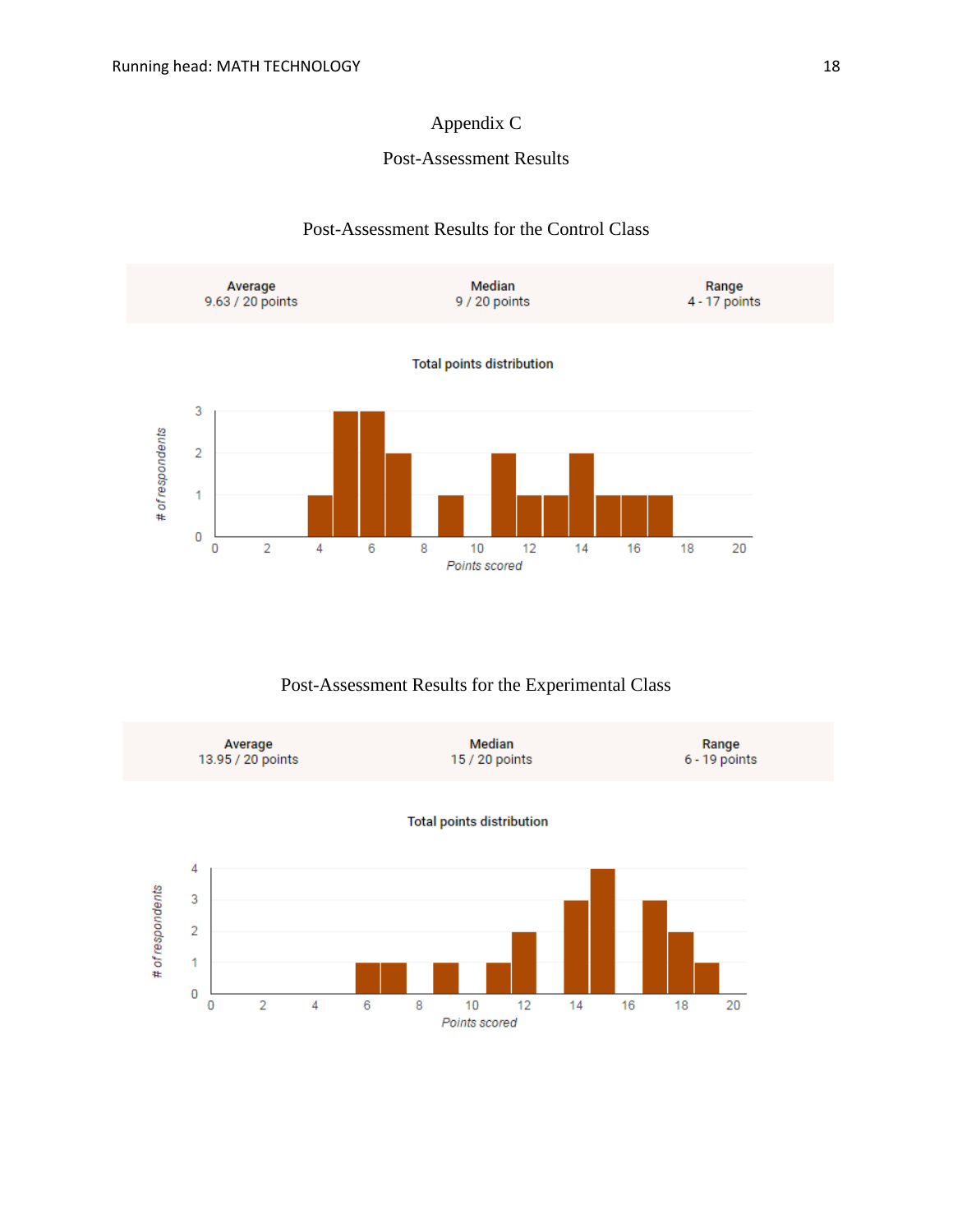# Appendix C

## Post-Assessment Results

### Post-Assessment Results for the Control Class

| Average | Median | Range |
|---|---|---|
| 9.63 / 20 points | 9 / 20 points | 4 - 17 points |

Total points distribution

### Post-Assessment Results for the Experimental Class

| Average | Median | Range |
|---|---|---|
| 13.95 / 20 points | 15 / 20 points | 6 - 19 points |

Total points distribution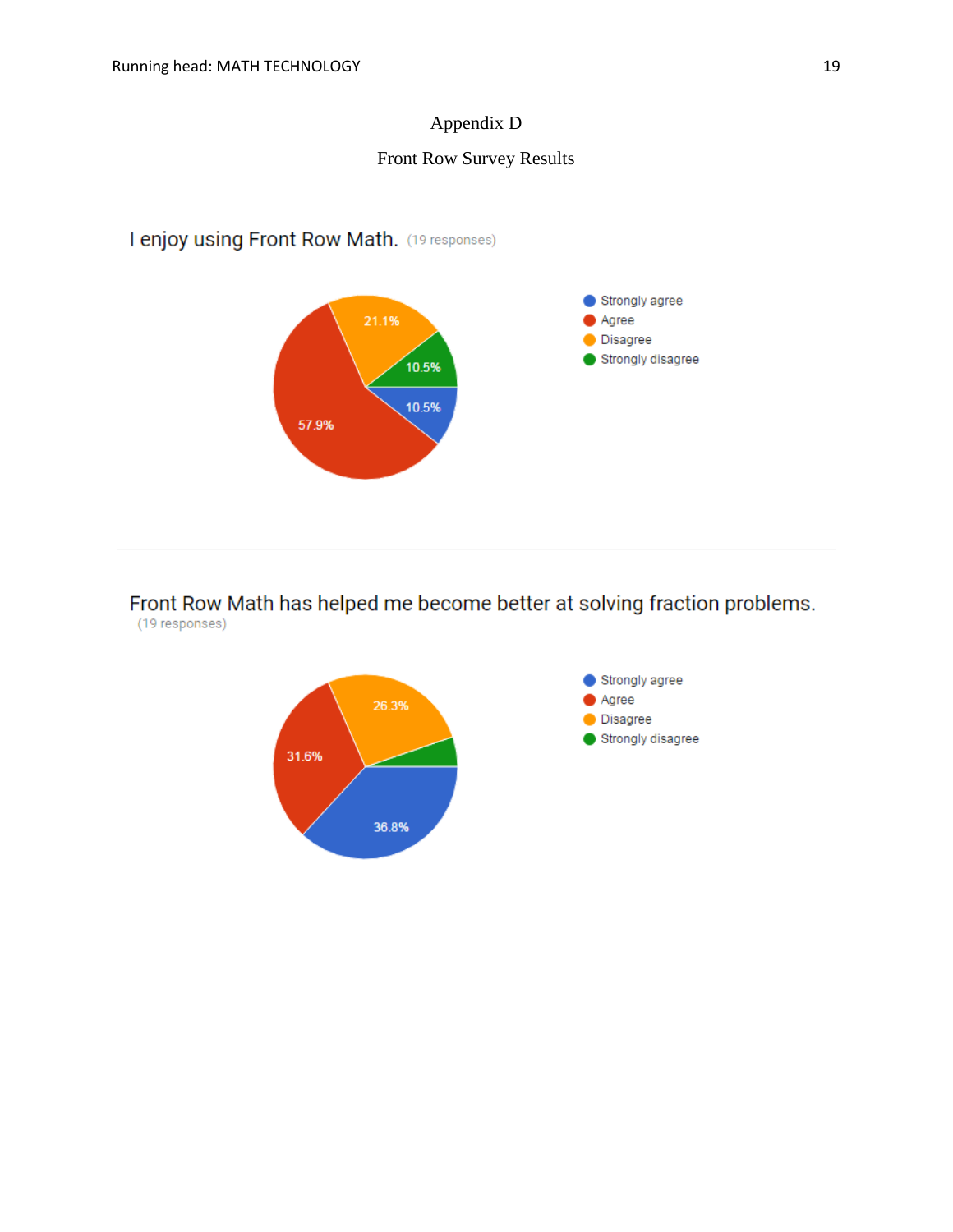Appendix D

Front Row Survey Results

I enjoy using Front Row Math. (19 responses)

- Strongly agree
- Agree
- Disagree
- Strongly disagree

57.9%

21.1%

10.5%

10.5%

Front Row Math has helped me become better at solving fraction problems.
(19 responses)

- Strongly agree
- Agree
- Disagree
- Strongly disagree

26.3%

31.6%

36.8%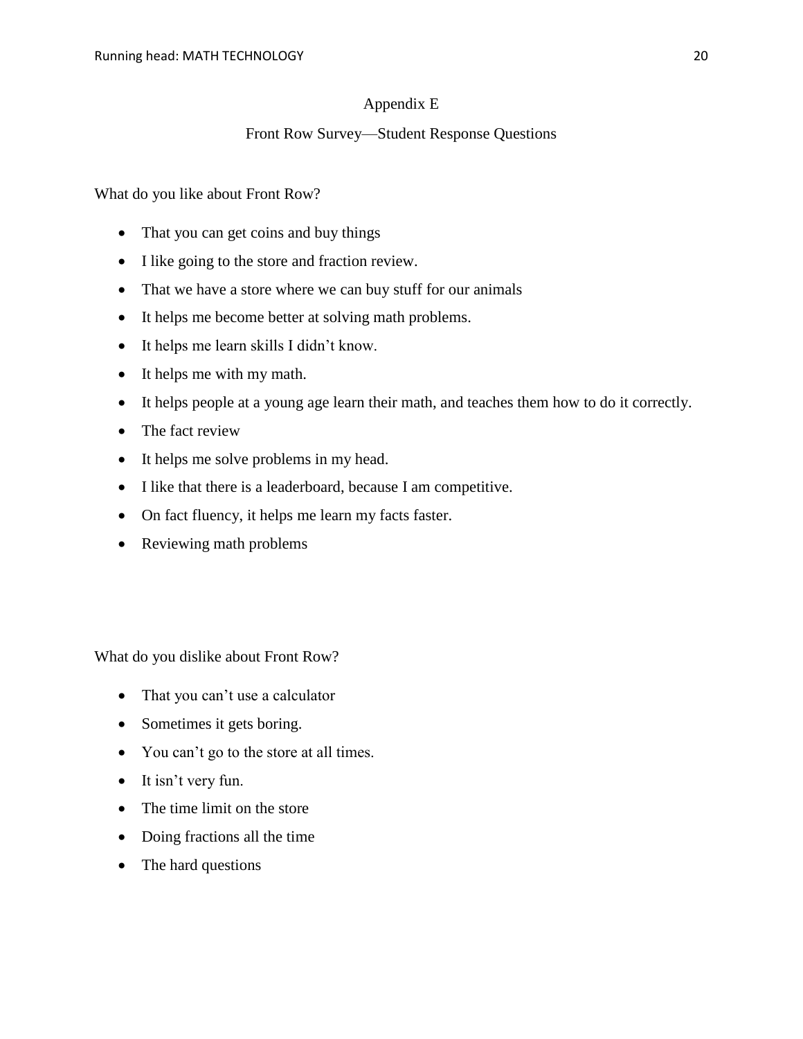# Appendix E

## Front Row Survey—Student Response Questions

What do you like about Front Row?

- That you can get coins and buy things
- I like going to the store and fraction review.
- That we have a store where we can buy stuff for our animals
- It helps me become better at solving math problems.
- It helps me learn skills I didn't know.
- It helps me with my math.
- It helps people at a young age learn their math, and teaches them how to do it correctly.
- The fact review
- It helps me solve problems in my head.
- I like that there is a leaderboard, because I am competitive.
- On fact fluency, it helps me learn my facts faster.
- Reviewing math problems

What do you dislike about Front Row?

- That you can't use a calculator
- Sometimes it gets boring.
- You can't go to the store at all times.
- It isn't very fun.
- The time limit on the store
- Doing fractions all the time
- The hard questions